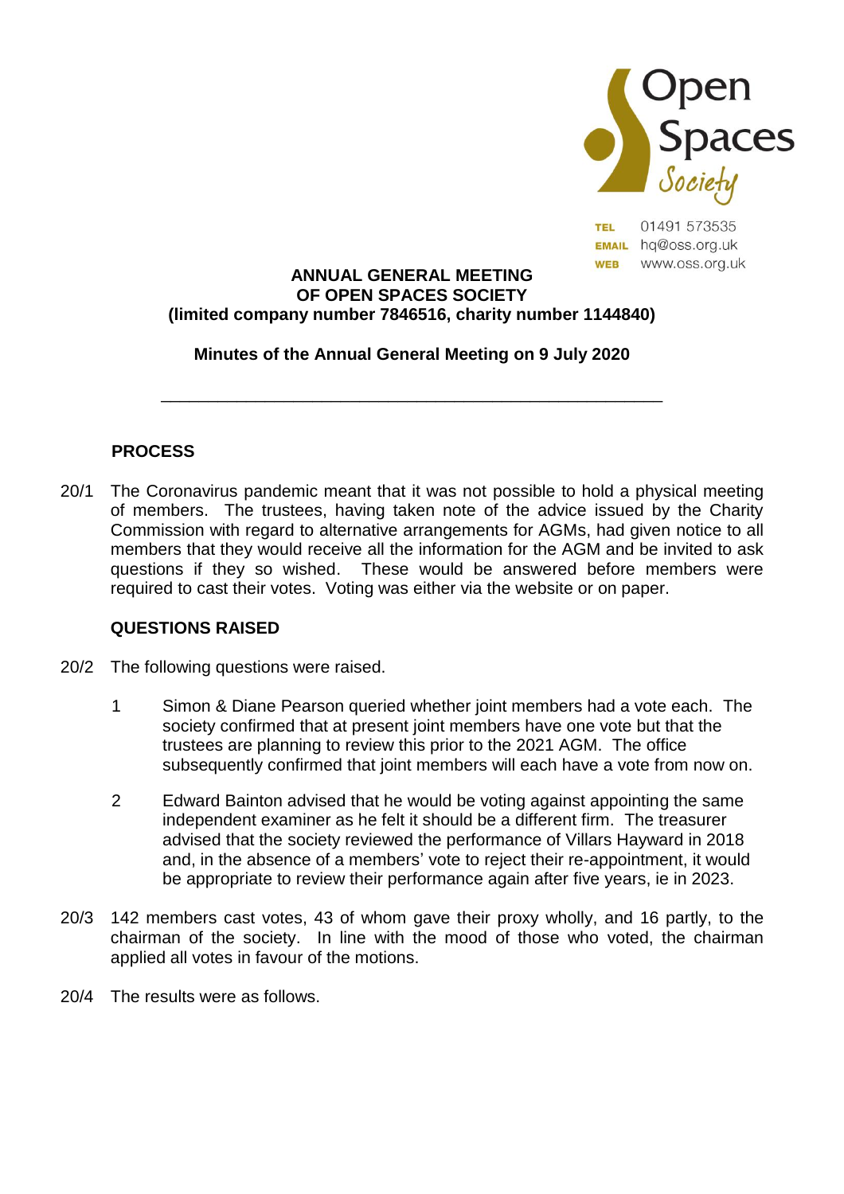Open Spaces Society

TEL 01491 573535
EMAIL hq@oss.org.uk
WEB www.oss.org.uk

**ANNUAL GENERAL MEETING**
**OF OPEN SPACES SOCIETY**
**(limited company number 7846516, charity number 1144840)**

**Minutes of the Annual General Meeting on 9 July 2020**

---

## PROCESS

20/1 The Coronavirus pandemic meant that it was not possible to hold a physical meeting of members. The trustees, having taken note of the advice issued by the Charity Commission with regard to alternative arrangements for AGMs, had given notice to all members that they would receive all the information for the AGM and be invited to ask questions if they so wished. These would be answered before members were required to cast their votes. Voting was either via the website or on paper.

## QUESTIONS RAISED

20/2 The following questions were raised.

1. Simon & Diane Pearson queried whether joint members had a vote each. The society confirmed that at present joint members have one vote but that the trustees are planning to review this prior to the 2021 AGM. The office subsequently confirmed that joint members will each have a vote from now on.

2. Edward Bainton advised that he would be voting against appointing the same independent examiner as he felt it should be a different firm. The treasurer advised that the society reviewed the performance of Villars Hayward in 2018 and, in the absence of a members' vote to reject their re-appointment, it would be appropriate to review their performance again after five years, ie in 2023.

20/3 142 members cast votes, 43 of whom gave their proxy wholly, and 16 partly, to the chairman of the society. In line with the mood of those who voted, the chairman applied all votes in favour of the motions.

20/4 The results were as follows.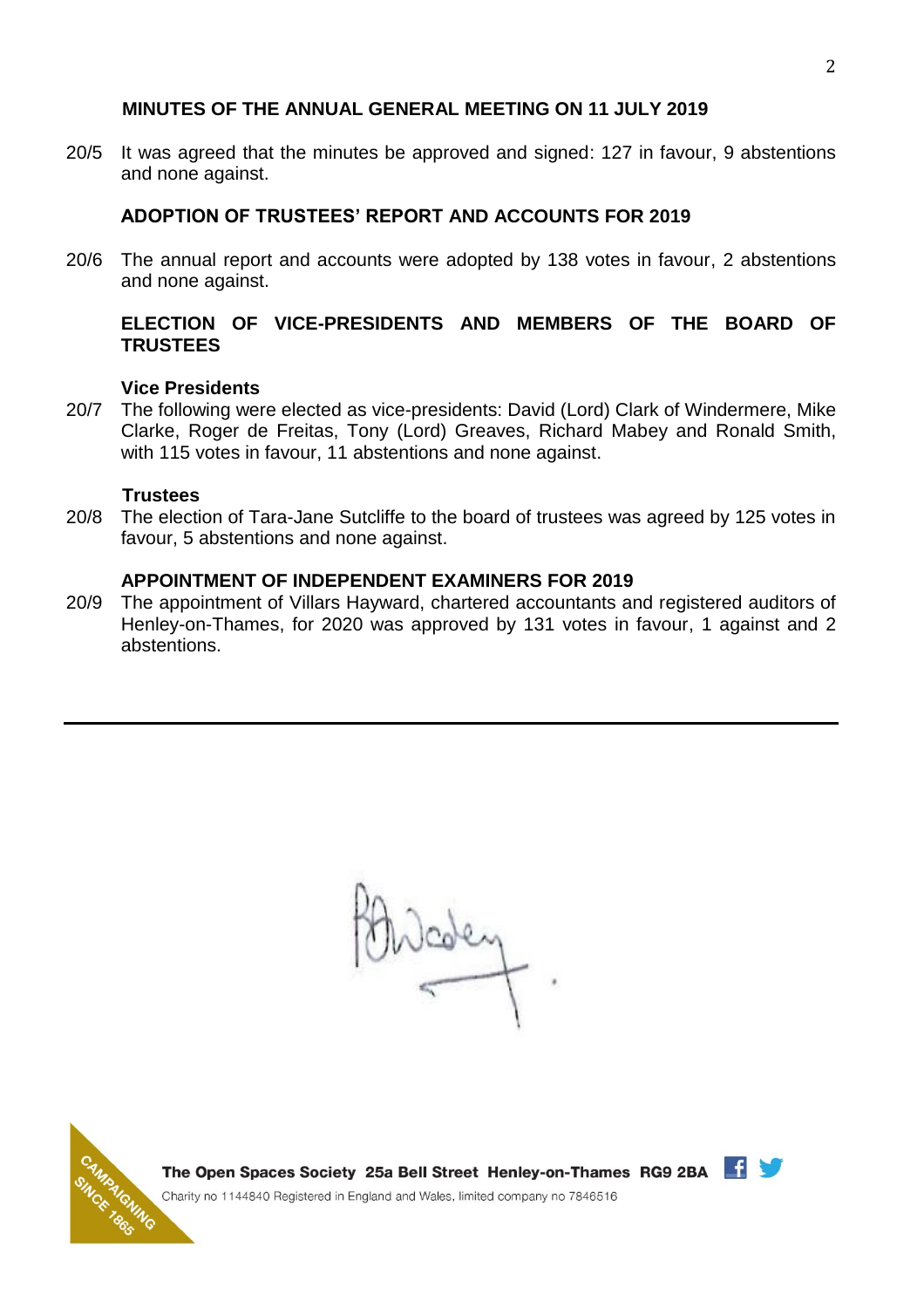**MINUTES OF THE ANNUAL GENERAL MEETING ON 11 JULY 2019**

20/5 It was agreed that the minutes be approved and signed: 127 in favour, 9 abstentions and none against.

**ADOPTION OF TRUSTEES' REPORT AND ACCOUNTS FOR 2019**

20/6 The annual report and accounts were adopted by 138 votes in favour, 2 abstentions and none against.

**ELECTION OF VICE-PRESIDENTS AND MEMBERS OF THE BOARD OF TRUSTEES**

**Vice Presidents**

20/7 The following were elected as vice-presidents: David (Lord) Clark of Windermere, Mike Clarke, Roger de Freitas, Tony (Lord) Greaves, Richard Mabey and Ronald Smith, with 115 votes in favour, 11 abstentions and none against.

**Trustees**

20/8 The election of Tara-Jane Sutcliffe to the board of trustees was agreed by 125 votes in favour, 5 abstentions and none against.

**APPOINTMENT OF INDEPENDENT EXAMINERS FOR 2019**

20/9 The appointment of Villars Hayward, chartered accountants and registered auditors of Henley-on-Thames, for 2020 was approved by 131 votes in favour, 1 against and 2 abstentions.

---

CAMPAIGNING SINCE 1865

**The Open Spaces Society 25a Bell Street Henley-on-Thames RG9 2BA**

Charity no 1144840 Registered in England and Wales, limited company no 7846516